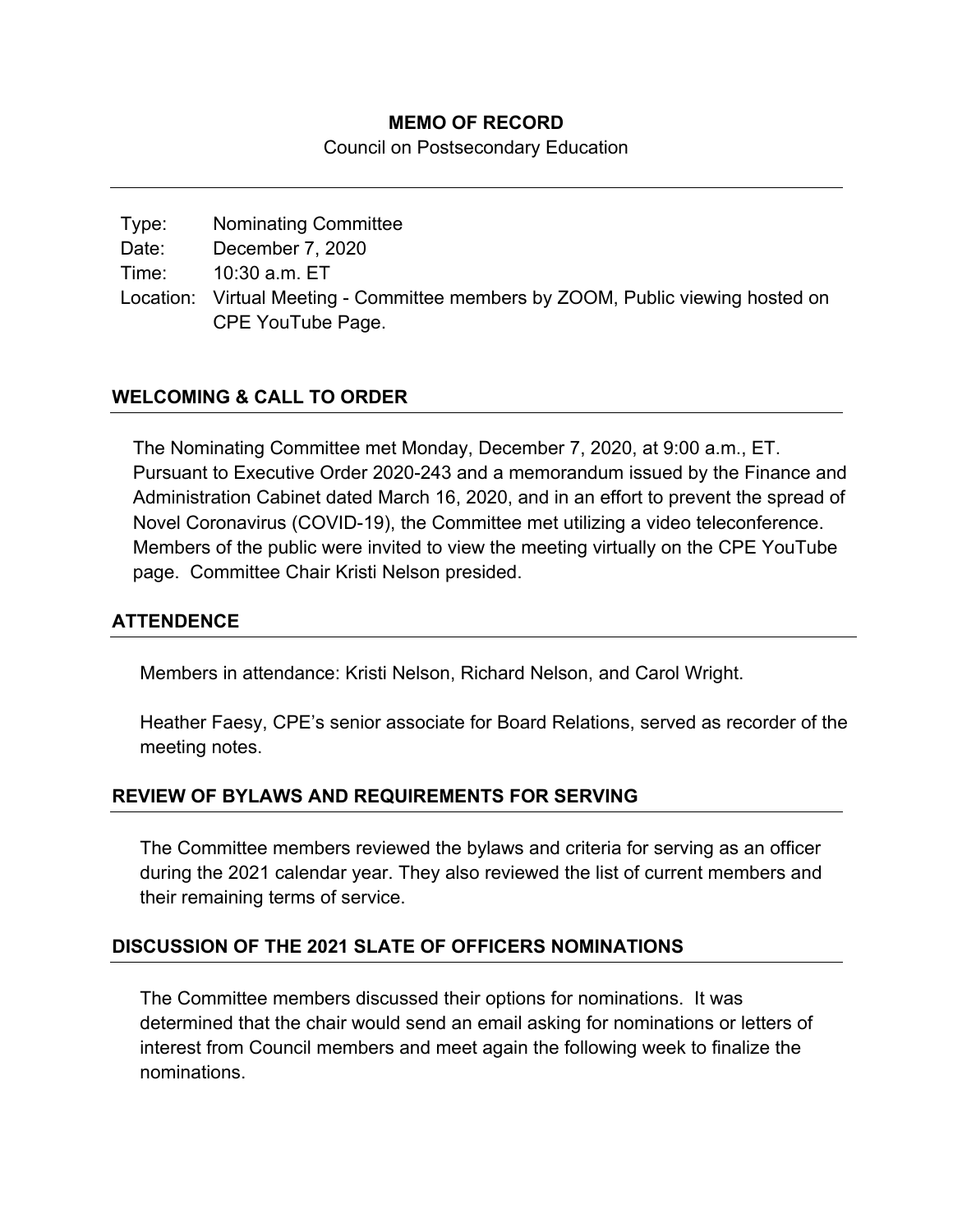**MEMO OF RECORD**

Council on Postsecondary Education

| | |
|---|---|
| Type: | Nominating Committee |
| Date: | December 7, 2020 |
| Time: | 10:30 a.m. ET |
| Location: | Virtual Meeting - Committee members by ZOOM, Public viewing hosted on CPE YouTube Page. |

## WELCOMING & CALL TO ORDER

The Nominating Committee met Monday, December 7, 2020, at 9:00 a.m., ET. Pursuant to Executive Order 2020-243 and a memorandum issued by the Finance and Administration Cabinet dated March 16, 2020, and in an effort to prevent the spread of Novel Coronavirus (COVID-19), the Committee met utilizing a video teleconference. Members of the public were invited to view the meeting virtually on the CPE YouTube page. Committee Chair Kristi Nelson presided.

## ATTENDENCE

Members in attendance: Kristi Nelson, Richard Nelson, and Carol Wright.

Heather Faesy, CPE's senior associate for Board Relations, served as recorder of the meeting notes.

## REVIEW OF BYLAWS AND REQUIREMENTS FOR SERVING

The Committee members reviewed the bylaws and criteria for serving as an officer during the 2021 calendar year. They also reviewed the list of current members and their remaining terms of service.

## DISCUSSION OF THE 2021 SLATE OF OFFICERS NOMINATIONS

The Committee members discussed their options for nominations. It was determined that the chair would send an email asking for nominations or letters of interest from Council members and meet again the following week to finalize the nominations.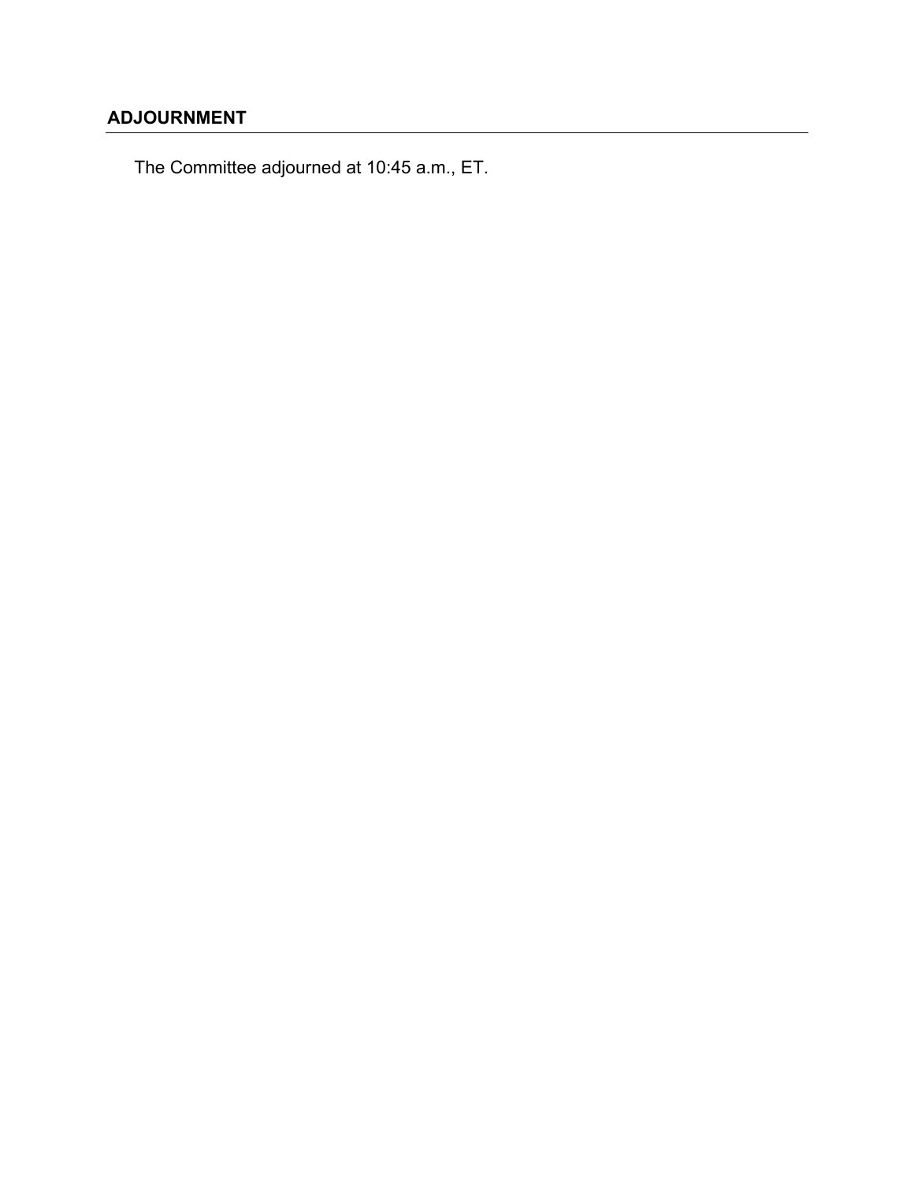## ADJOURNMENT

The Committee adjourned at 10:45 a.m., ET.